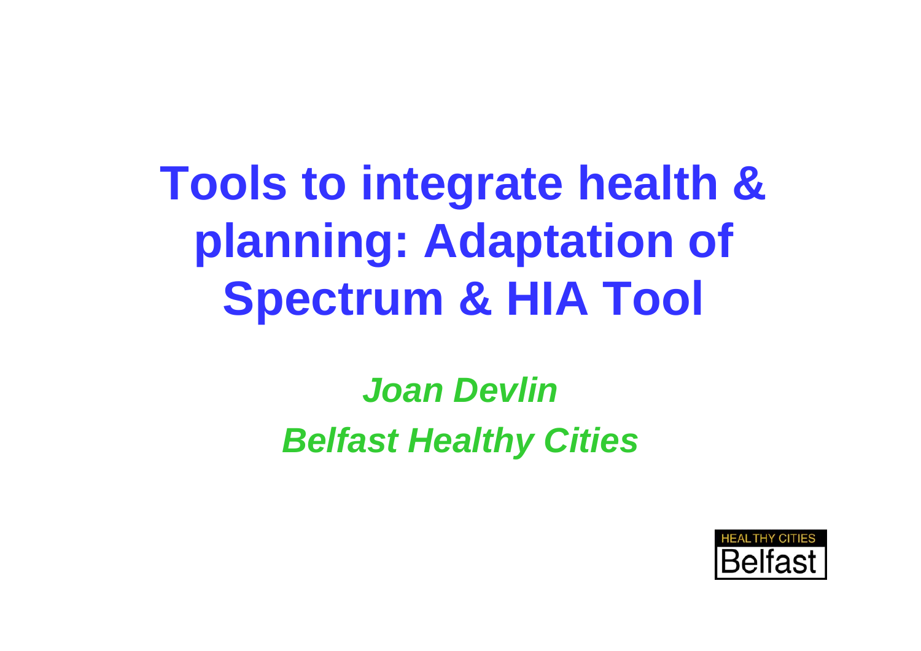# Tools to integrate health & planning: Adaptation of Spectrum & HIA Tool

***Joan Devlin***

***Belfast Healthy Cities***

HEALTHY CITIES
Belfast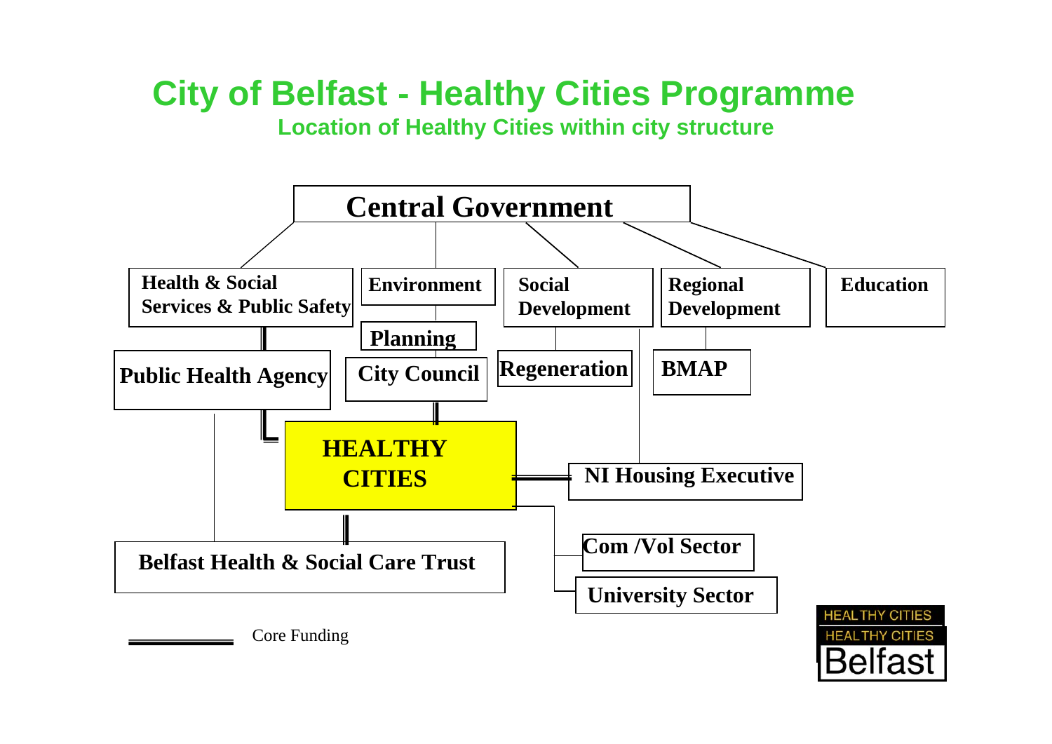# City of Belfast - Healthy Cities Programme

## Location of Healthy Cities within city structure

- **Central Government**
  - **Health & Social Services & Public Safety**
    - **Public Health Agency**
  - **Environment**
    - **Planning**
    - **City Council**
  - **Social Development**
    - **Regeneration**
    - **NI Housing Executive**
  - **Regional Development**
    - **BMAP**
  - **Education**

- **HEALTHY CITIES**
  - Core funding from: **Public Health Agency**, **City Council**, **NI Housing Executive**, **Belfast Health & Social Care Trust**
  - Other links: **Com /Vol Sector**, **University Sector**

Key: ══ Core Funding

HEALTHY CITIES
HEALTHY CITIES
Belfast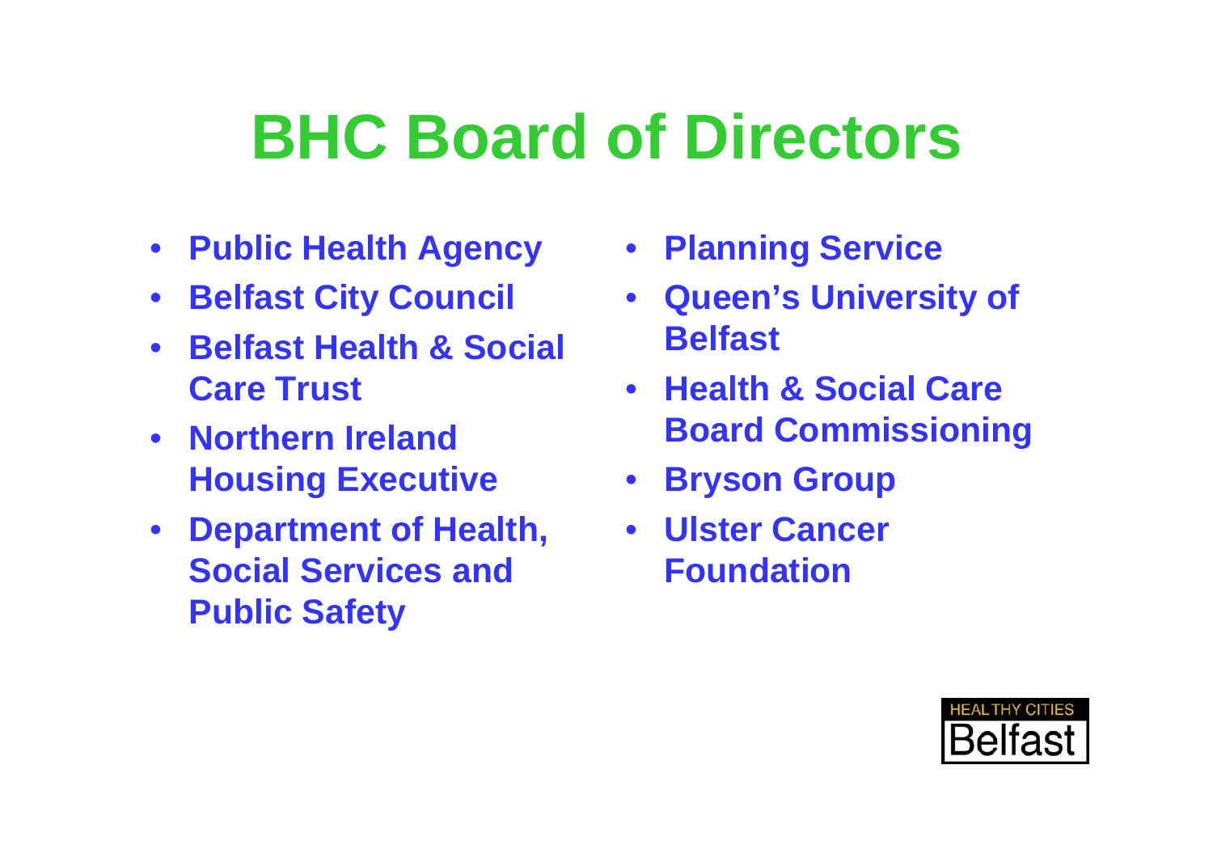# BHC Board of Directors

- **Public Health Agency**
- **Belfast City Council**
- **Belfast Health & Social Care Trust**
- **Northern Ireland Housing Executive**
- **Department of Health, Social Services and Public Safety**
- **Planning Service**
- **Queen's University of Belfast**
- **Health & Social Care Board Commissioning**
- **Bryson Group**
- **Ulster Cancer Foundation**

HEALTHY CITIES Belfast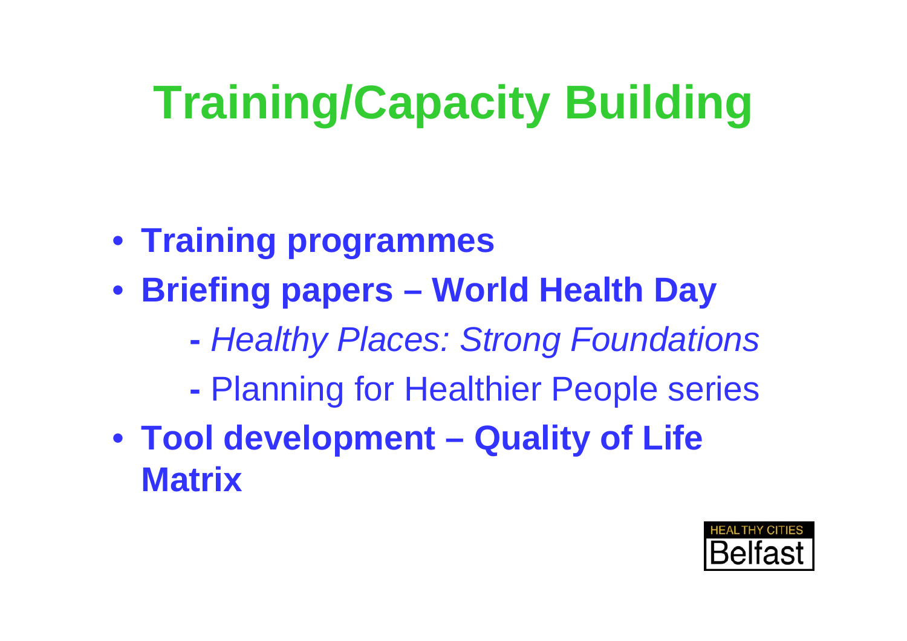# Training/Capacity Building

- **Training programmes**
- **Briefing papers – World Health Day**
  - **-** *Healthy Places: Strong Foundations*
  - **-** Planning for Healthier People series
- **Tool development – Quality of Life Matrix**

HEALTHY CITIES Belfast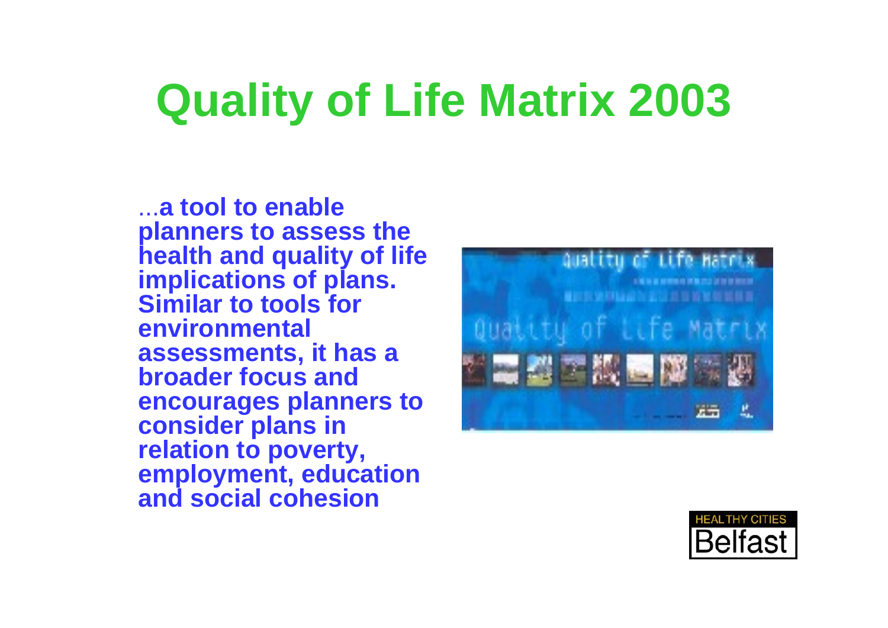# Quality of Life Matrix 2003

…**a tool to enable planners to assess the health and quality of life implications of plans. Similar to tools for environmental assessments, it has a broader focus and encourages planners to consider plans in relation to poverty, employment, education and social cohesion**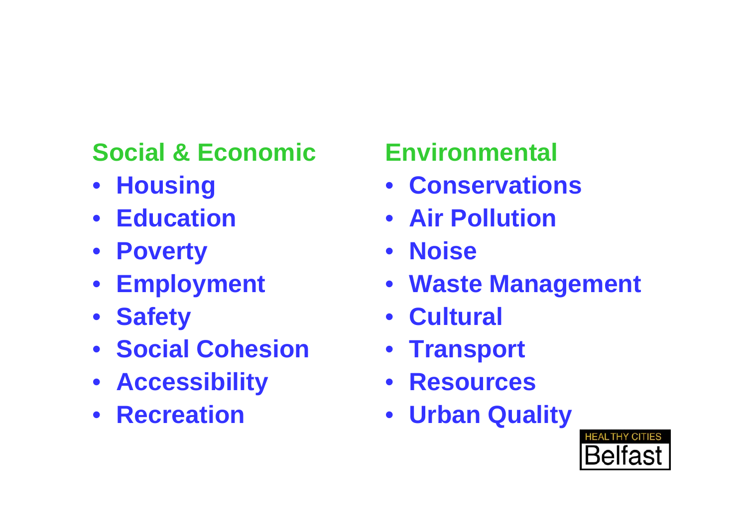**Social & Economic**

- Housing
- Education
- Poverty
- Employment
- Safety
- Social Cohesion
- Accessibility
- Recreation

**Environmental**

- Conservations
- Air Pollution
- Noise
- Waste Management
- Cultural
- Transport
- Resources
- Urban Quality

HEALTHY CITIES Belfast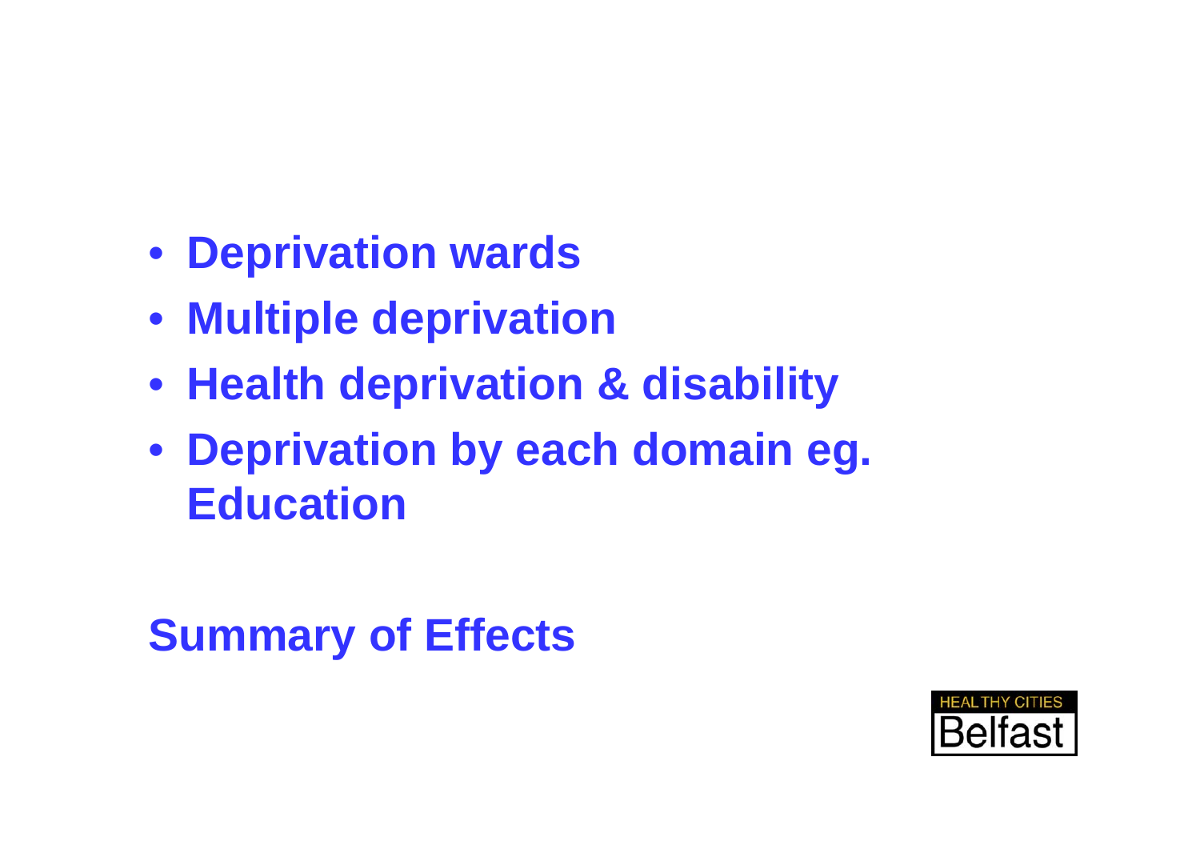- **Deprivation wards**
- **Multiple deprivation**
- **Health deprivation & disability**
- **Deprivation by each domain eg. Education**

## Summary of Effects

HEALTHY CITIES Belfast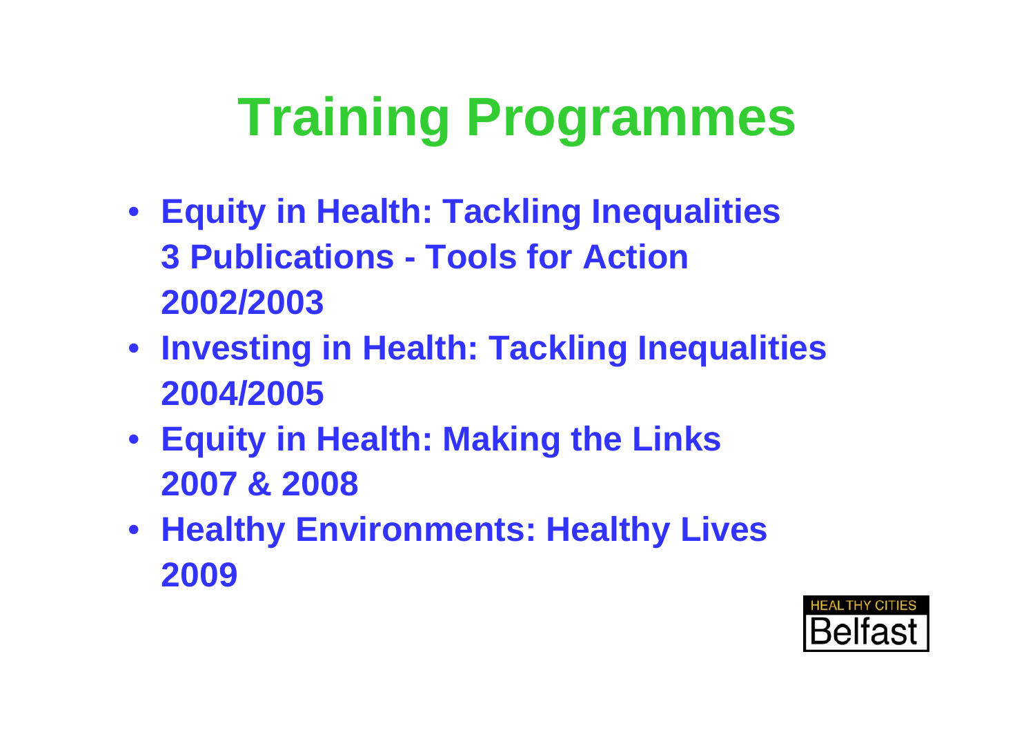# Training Programmes

- **Equity in Health: Tackling Inequalities**
  **3 Publications - Tools for Action**
  **2002/2003**
- **Investing in Health: Tackling Inequalities**
  **2004/2005**
- **Equity in Health: Making the Links**
  **2007 & 2008**
- **Healthy Environments: Healthy Lives**
  **2009**

HEALTHY CITIES Belfast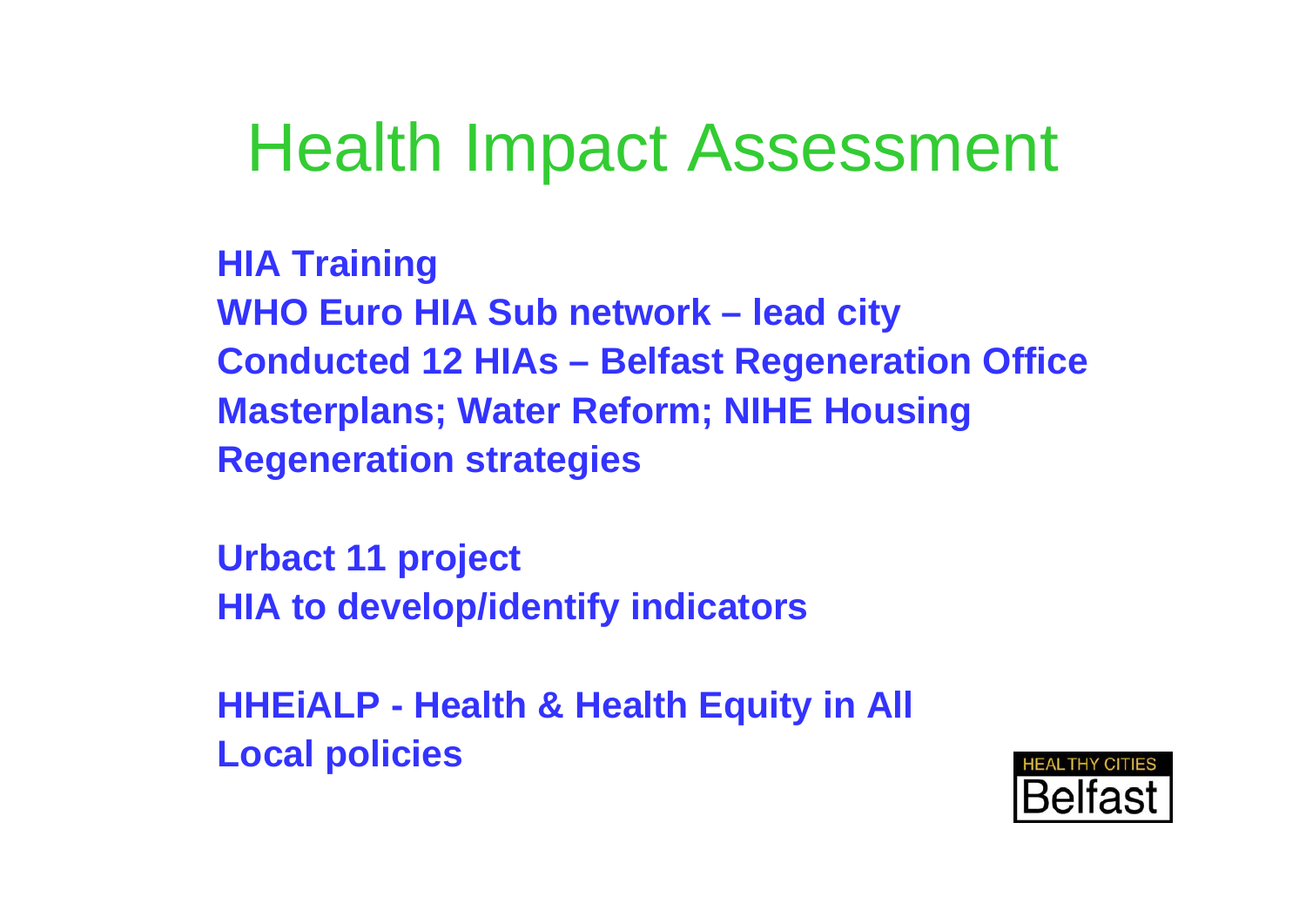# Health Impact Assessment

**HIA Training**
**WHO Euro HIA Sub network – lead city**
**Conducted 12 HIAs – Belfast Regeneration Office**
**Masterplans; Water Reform; NIHE Housing**
**Regeneration strategies**

**Urbact 11 project**
**HIA to develop/identify indicators**

**HHEiALP - Health & Health Equity in All Local policies**

HEALTHY CITIES Belfast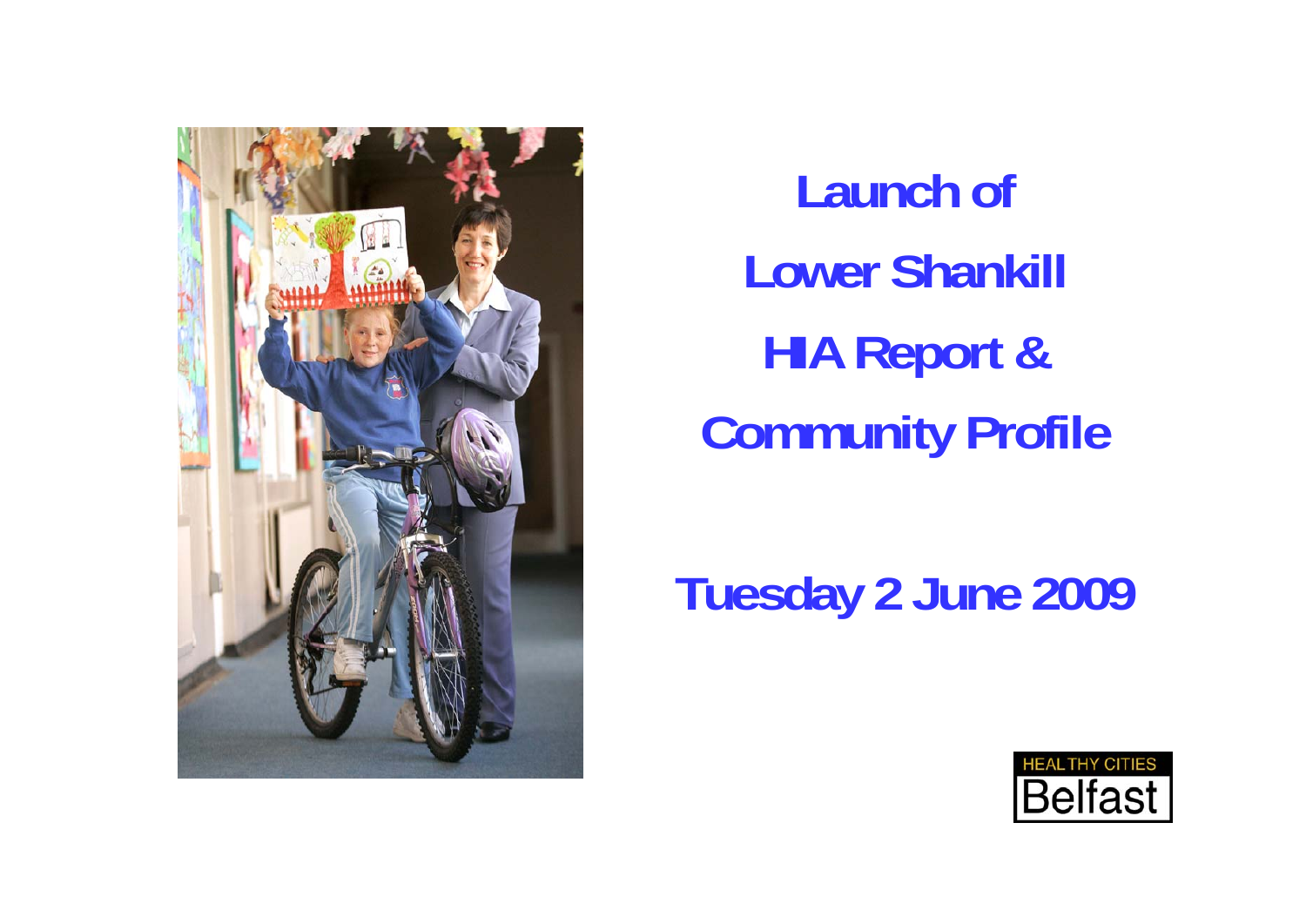# Launch of Lower Shankill HIA Report & Community Profile

## Tuesday 2 June 2009

HEALTHY CITIES Belfast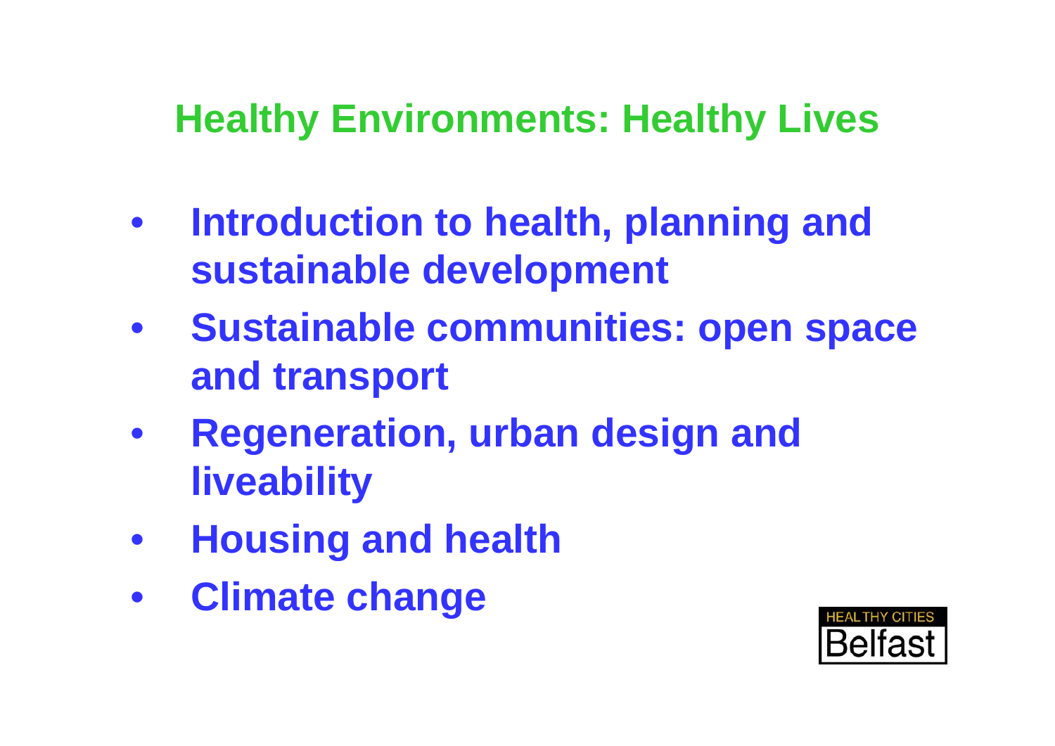# Healthy Environments: Healthy Lives

- **Introduction to health, planning and sustainable development**
- **Sustainable communities: open space and transport**
- **Regeneration, urban design and liveability**
- **Housing and health**
- **Climate change**

HEALTHY CITIES Belfast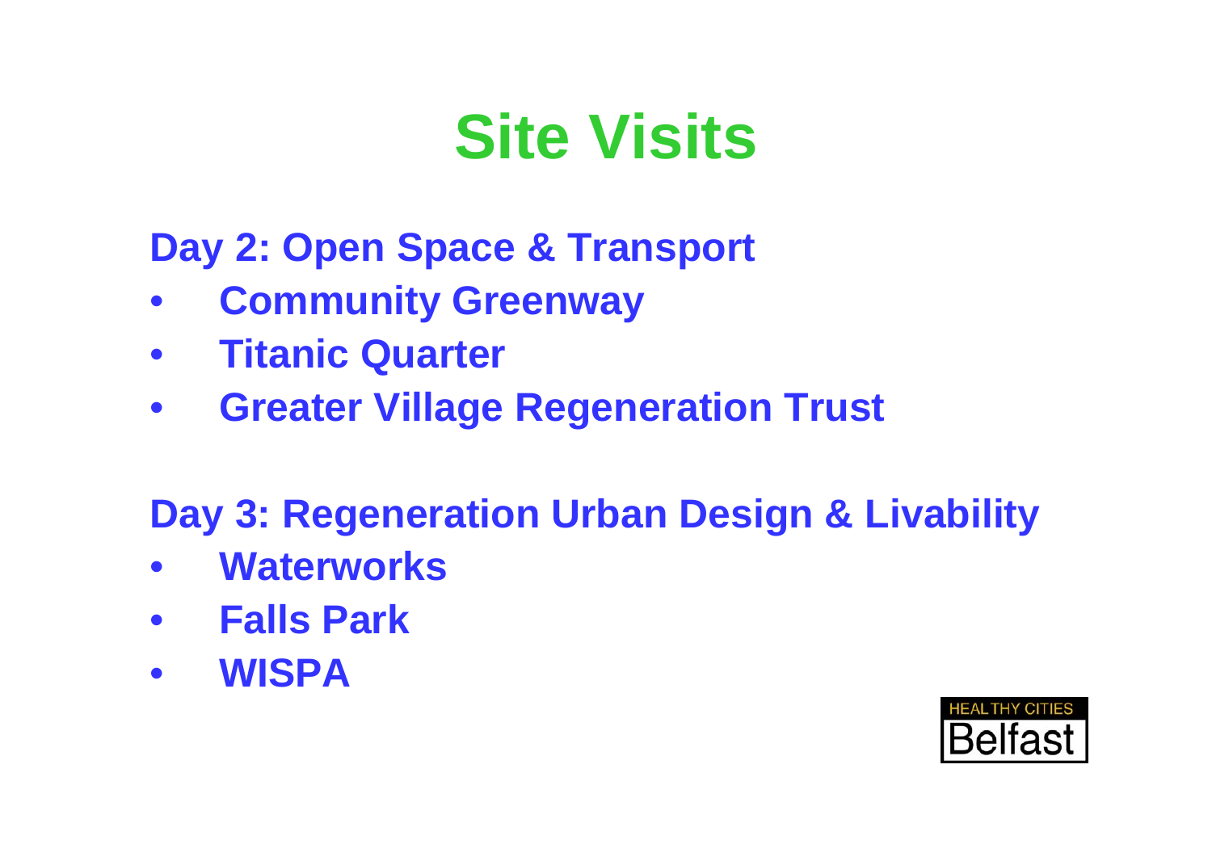# Site Visits

**Day 2: Open Space & Transport**

- **Community Greenway**
- **Titanic Quarter**
- **Greater Village Regeneration Trust**

**Day 3: Regeneration Urban Design & Livability**

- **Waterworks**
- **Falls Park**
- **WISPA**

HEALTHY CITIES Belfast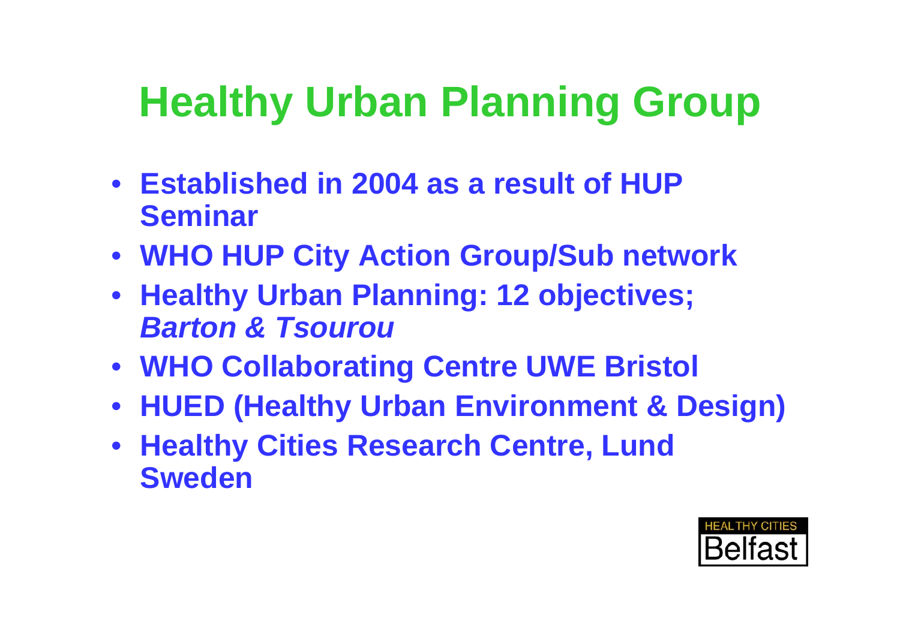# Healthy Urban Planning Group

- Established in 2004 as a result of HUP Seminar
- WHO HUP City Action Group/Sub network
- Healthy Urban Planning: 12 objectives; *Barton & Tsourou*
- WHO Collaborating Centre UWE Bristol
- HUED (Healthy Urban Environment & Design)
- Healthy Cities Research Centre, Lund Sweden

HEALTHY CITIES Belfast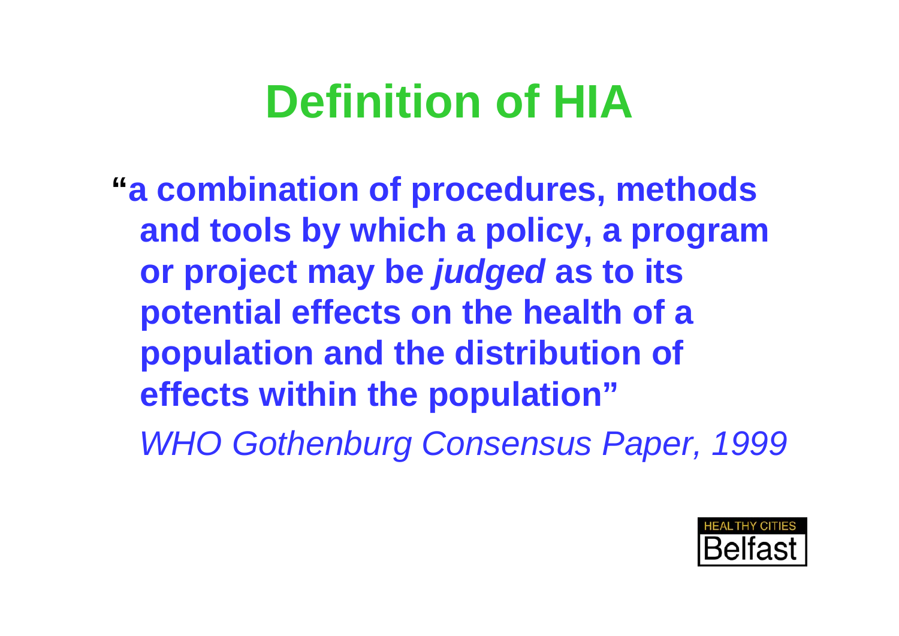# Definition of HIA

**"a combination of procedures, methods and tools by which a policy, a program or project may be *judged* as to its potential effects on the health of a population and the distribution of effects within the population"**

*WHO Gothenburg Consensus Paper, 1999*

HEALTHY CITIES Belfast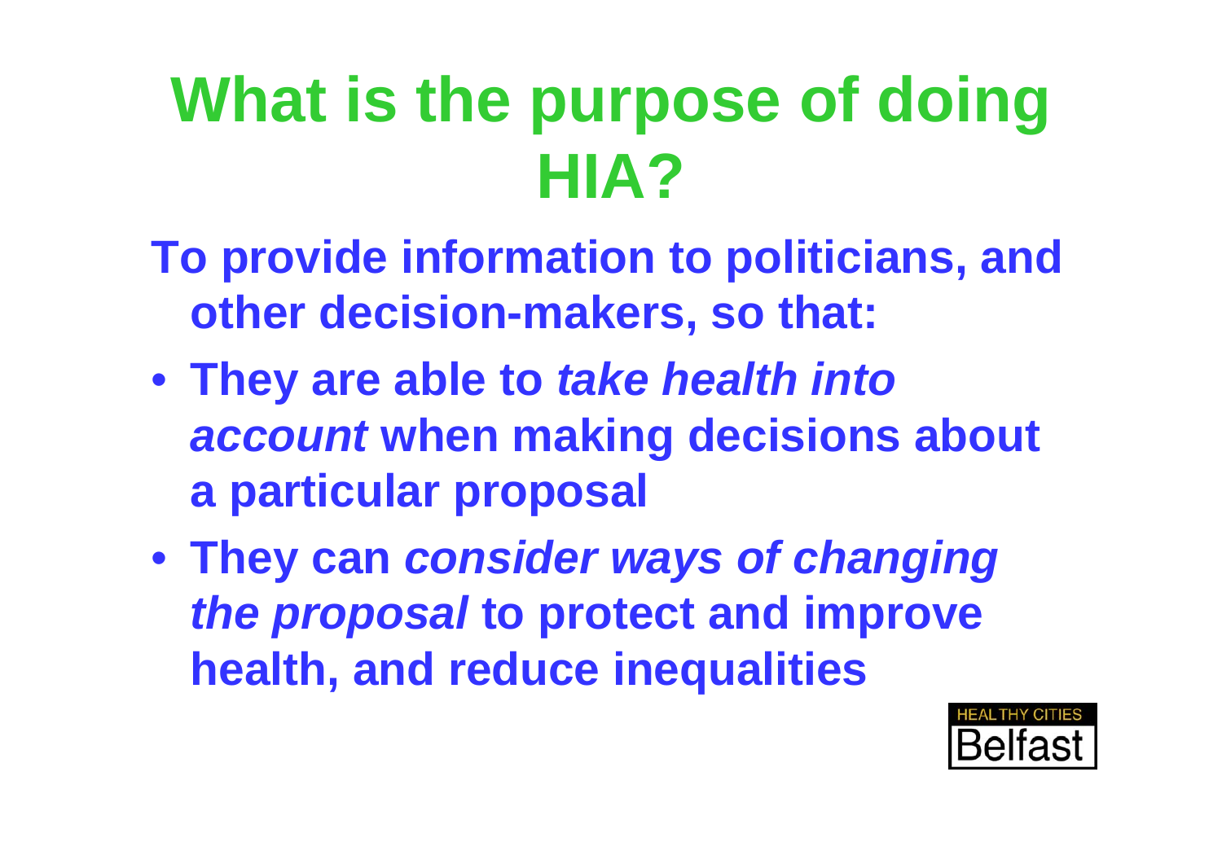# What is the purpose of doing HIA?

**To provide information to politicians, and other decision-makers, so that:**

- **They are able to *take health into account* when making decisions about a particular proposal**
- **They can *consider ways of changing the proposal* to protect and improve health, and reduce inequalities**

HEALTHY CITIES Belfast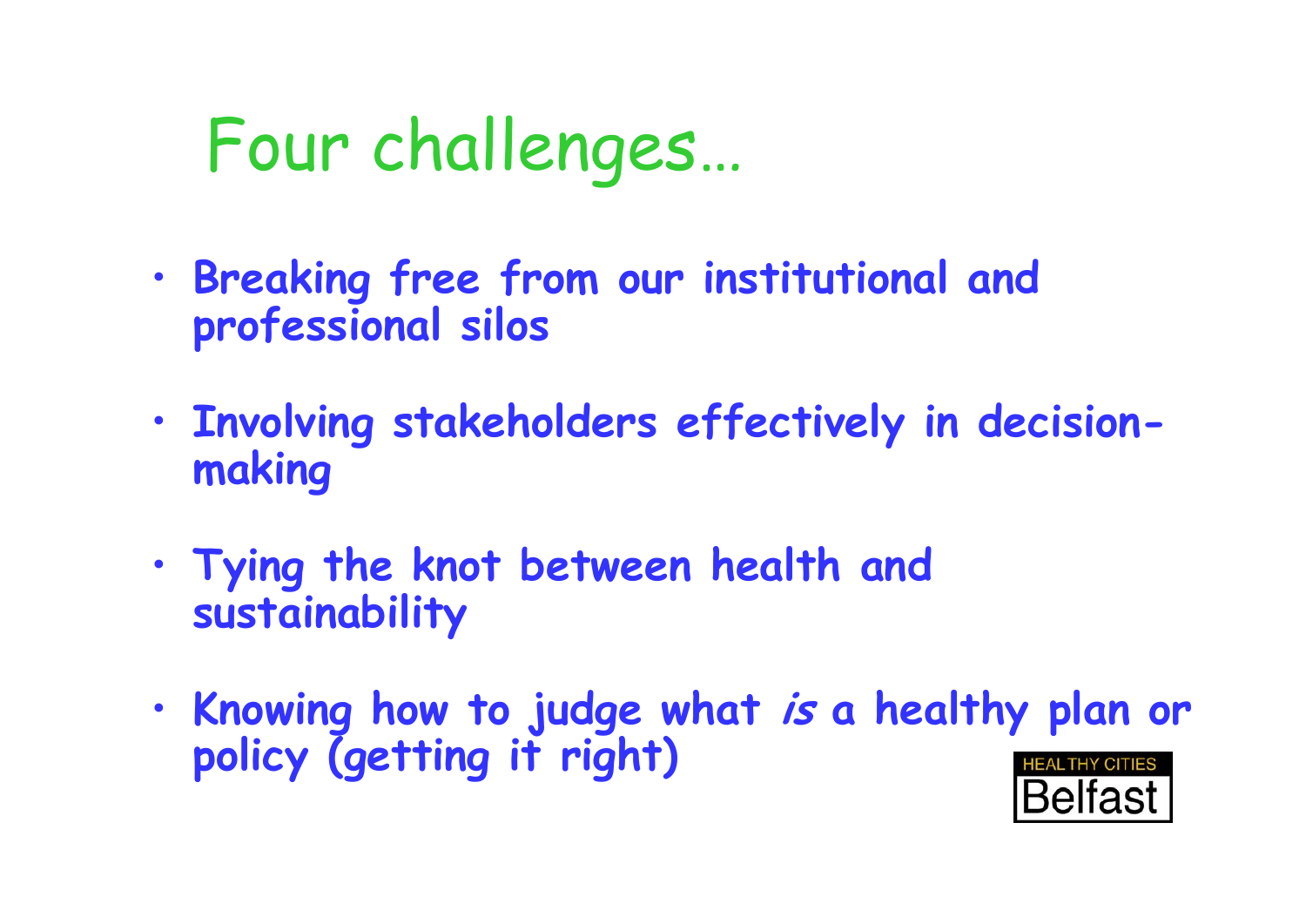# Four challenges…

- **Breaking free from our institutional and professional silos**
- **Involving stakeholders effectively in decision-making**
- **Tying the knot between health and sustainability**
- **Knowing how to judge what *is* a healthy plan or policy (getting it right)**

HEALTHY CITIES Belfast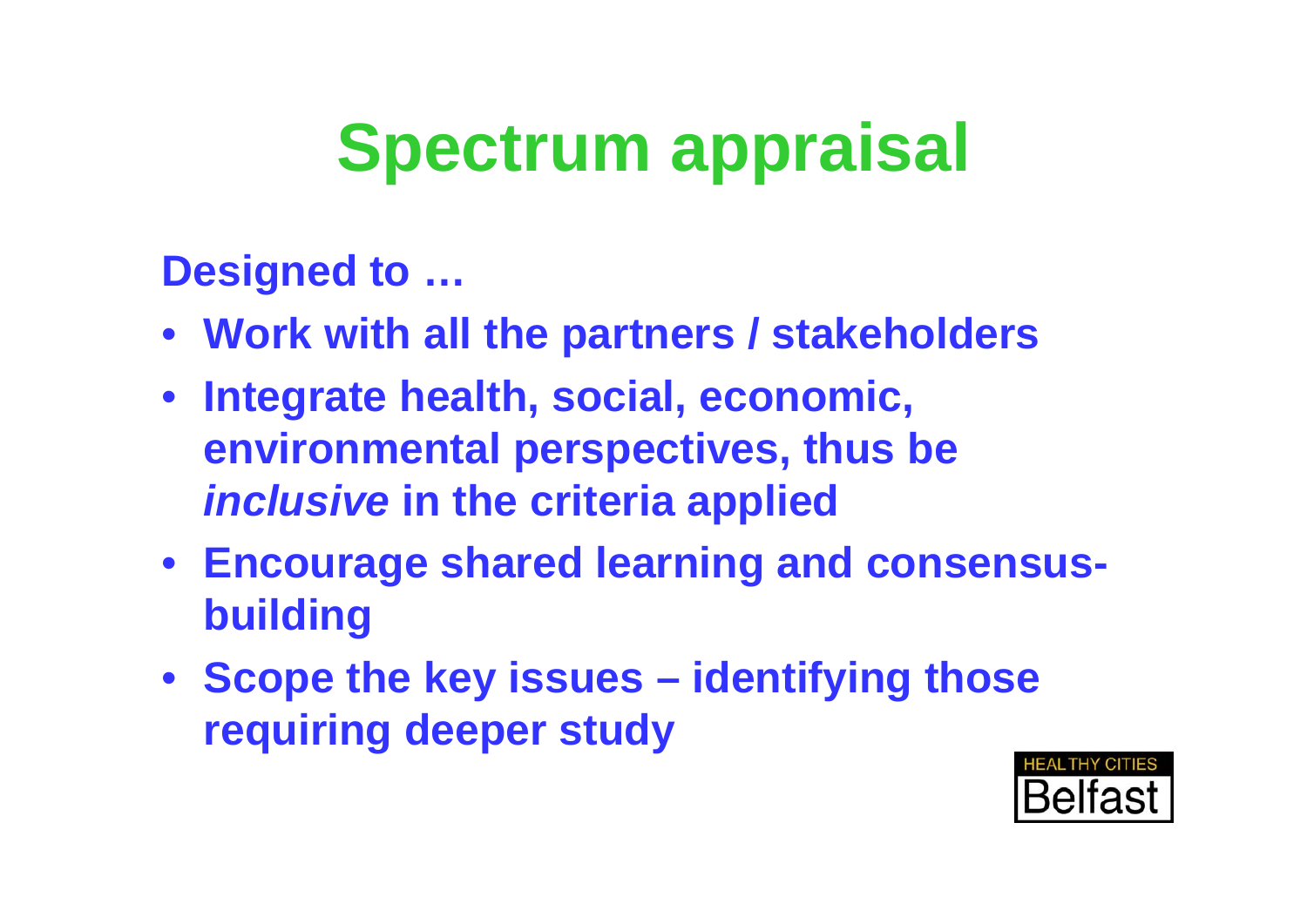# Spectrum appraisal

**Designed to …**

- **Work with all the partners / stakeholders**
- **Integrate health, social, economic, environmental perspectives, thus be *inclusive* in the criteria applied**
- **Encourage shared learning and consensus-building**
- **Scope the key issues – identifying those requiring deeper study**

HEALTHY CITIES Belfast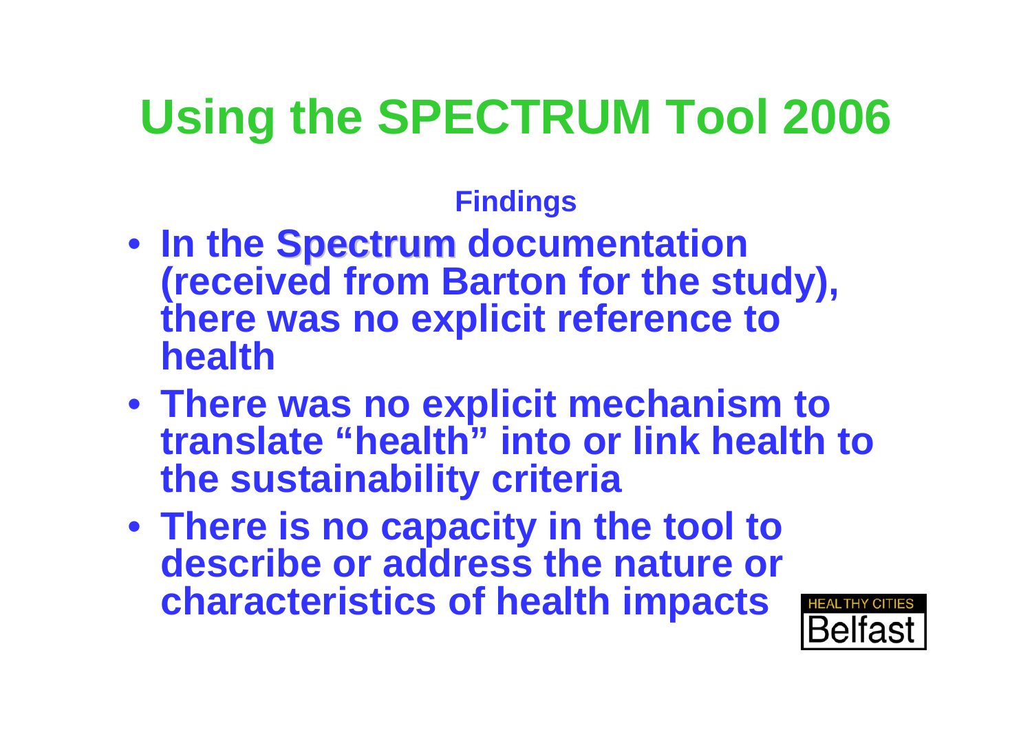# Using the SPECTRUM Tool 2006

**Findings**

- **In the Spectrum documentation (received from Barton for the study), there was no explicit reference to health**
- **There was no explicit mechanism to translate "health" into or link health to the sustainability criteria**
- **There is no capacity in the tool to describe or address the nature or characteristics of health impacts**

HEALTHY CITIES Belfast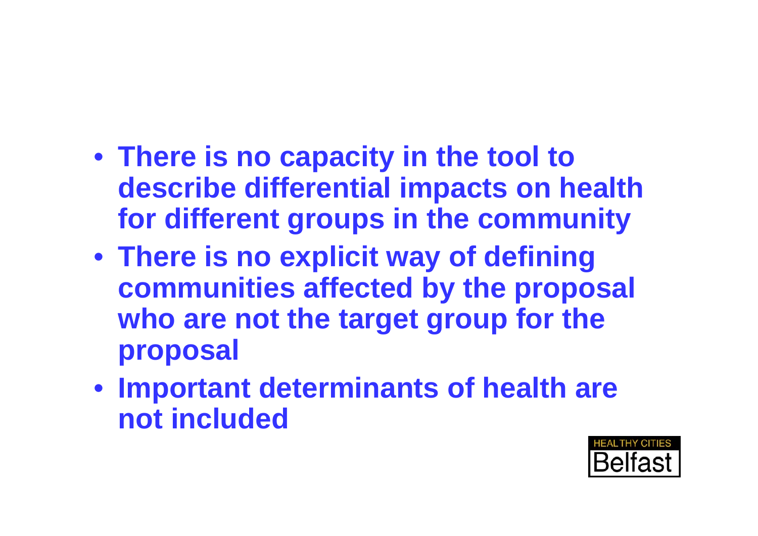- **There is no capacity in the tool to describe differential impacts on health for different groups in the community**
- **There is no explicit way of defining communities affected by the proposal who are not the target group for the proposal**
- **Important determinants of health are not included**

HEALTHY CITIES Belfast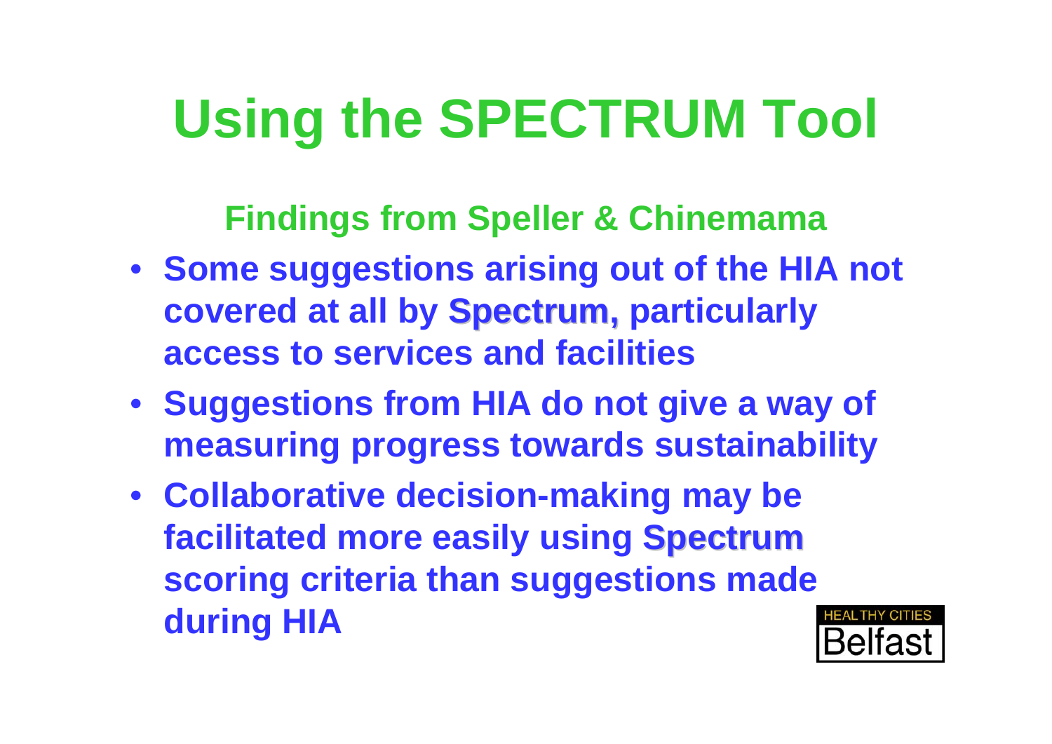# Using the SPECTRUM Tool

## Findings from Speller & Chinemama

- Some suggestions arising out of the HIA not covered at all by Spectrum, particularly access to services and facilities
- Suggestions from HIA do not give a way of measuring progress towards sustainability
- Collaborative decision-making may be facilitated more easily using Spectrum scoring criteria than suggestions made during HIA

HEALTHY CITIES Belfast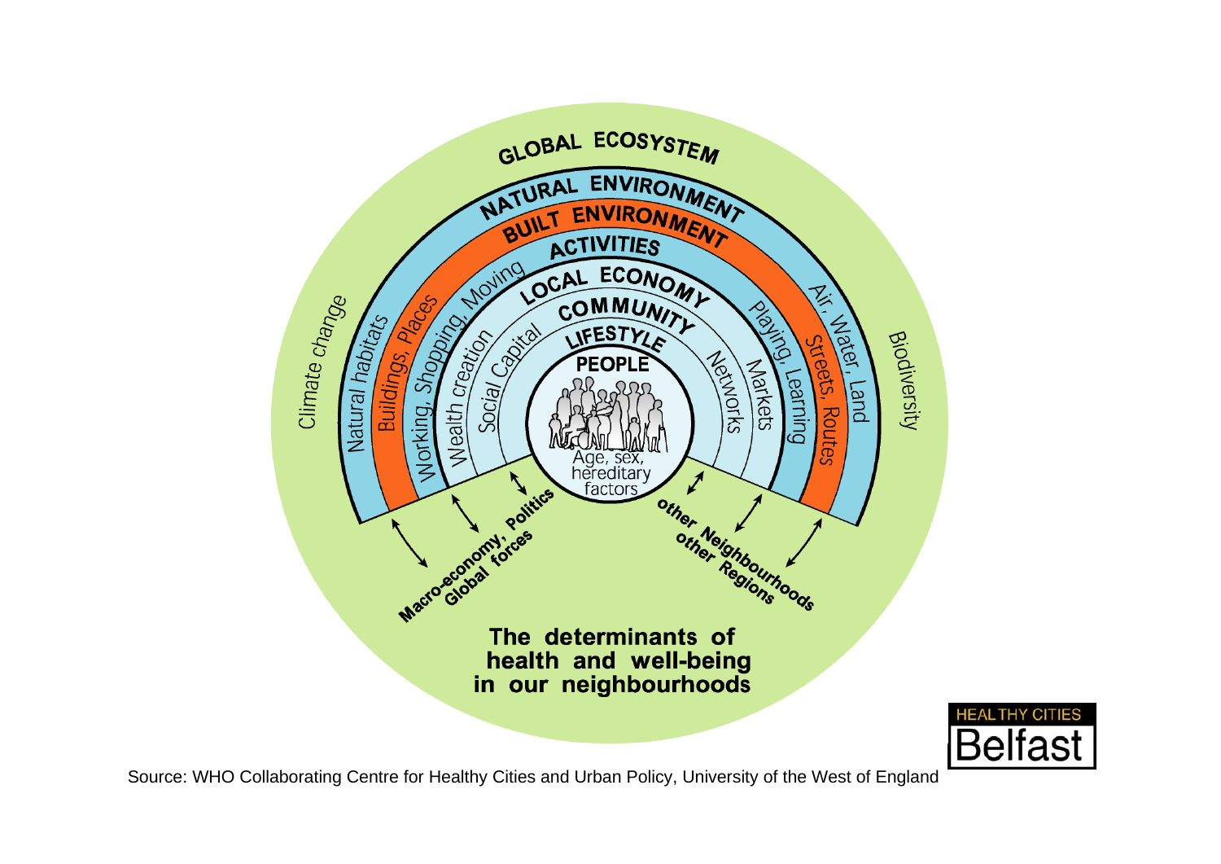GLOBAL ECOSYSTEM

NATURAL ENVIRONMENT

BUILT ENVIRONMENT

ACTIVITIES

LOCAL ECONOMY

COMMUNITY

LIFESTYLE

PEOPLE

Age, sex, hereditary factors

Climate change

Biodiversity

Natural habitats

Air, Water, Land

Buildings, Places

Streets, Routes

Working, Shopping, Moving

Playing, Learning

Wealth creation

Markets

Social Capital

Networks

Macro-economy, Politics
Global forces

other Neighbourhoods
other Regions

**The determinants of health and well-being in our neighbourhoods**

HEALTHY CITIES Belfast

Source: WHO Collaborating Centre for Healthy Cities and Urban Policy, University of the West of England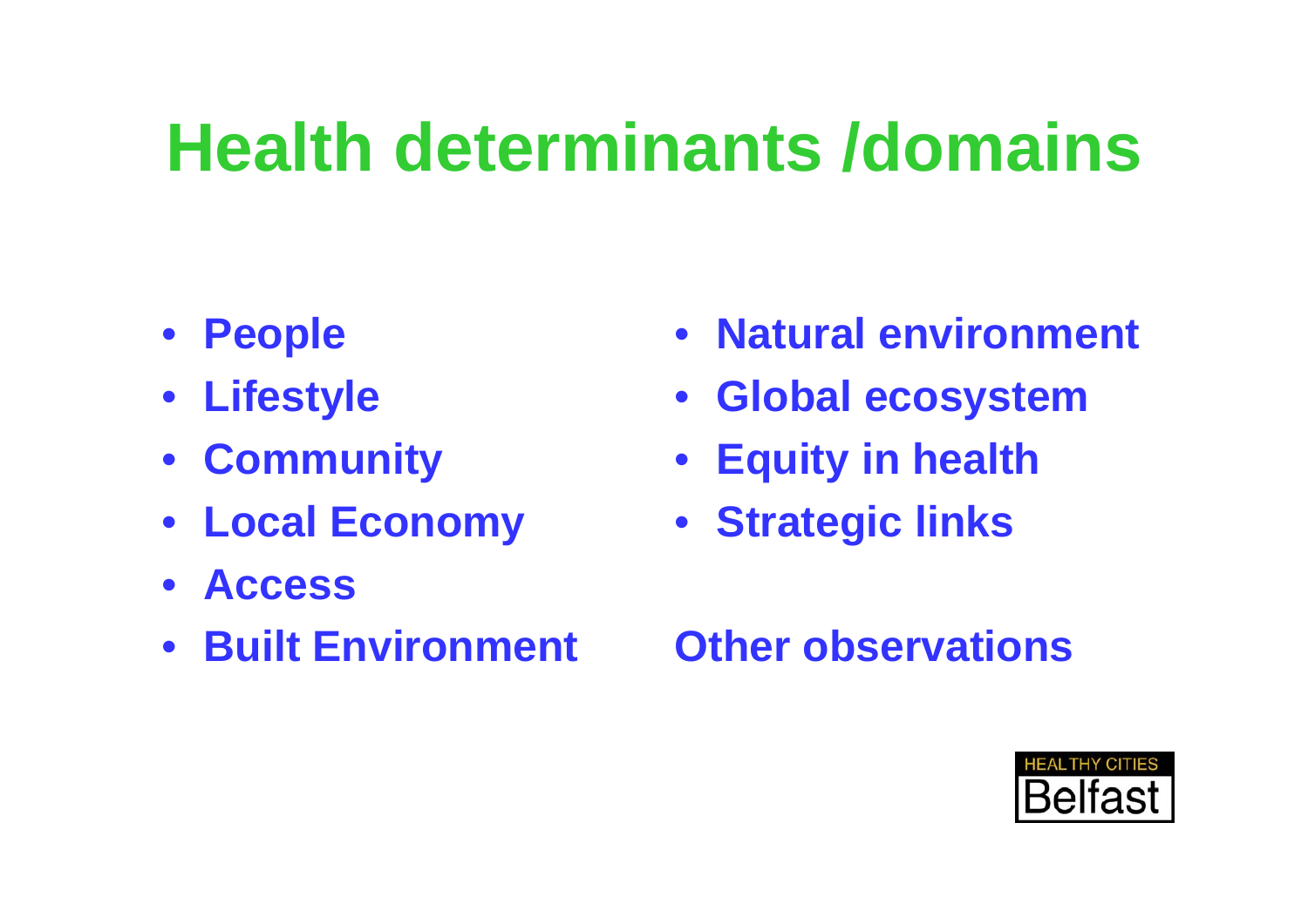# Health determinants /domains

- People
- Lifestyle
- Community
- Local Economy
- Access
- Built Environment
- Natural environment
- Global ecosystem
- Equity in health
- Strategic links

Other observations

HEALTHY CITIES Belfast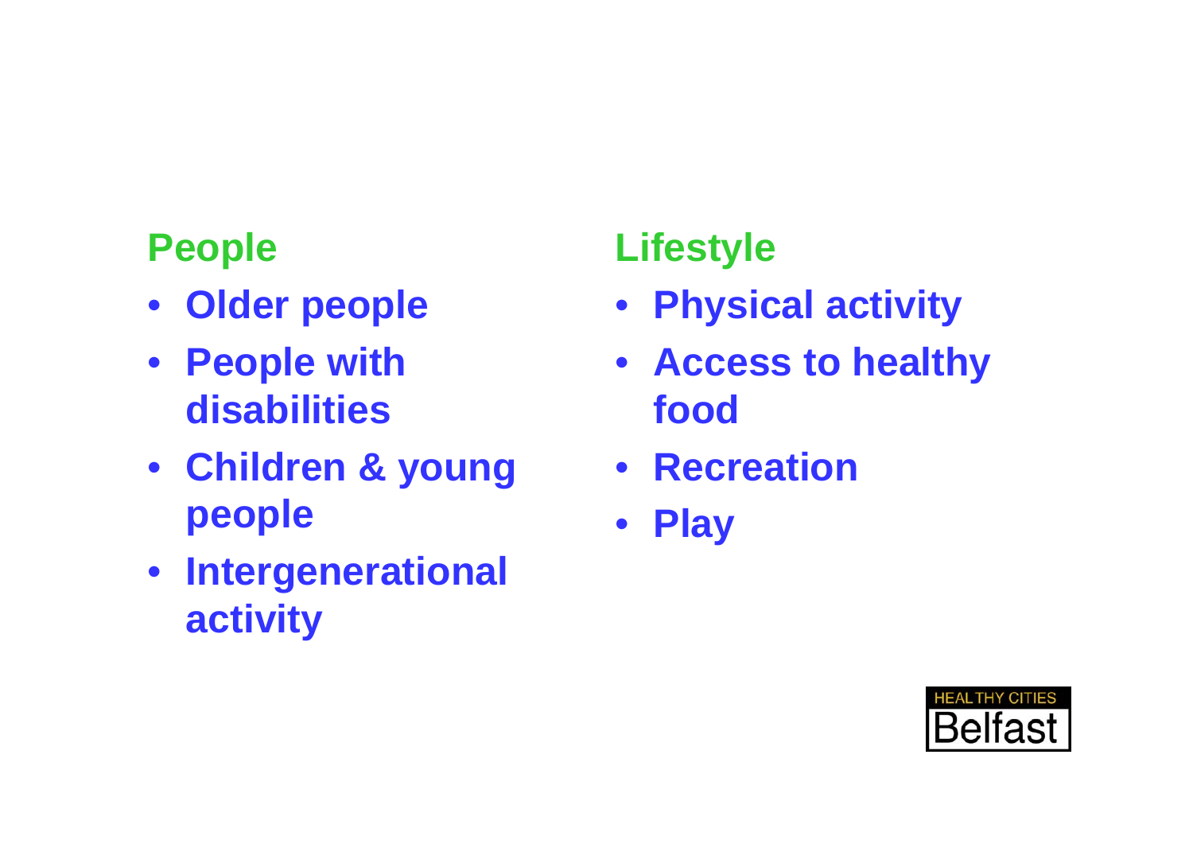## People

- Older people
- People with disabilities
- Children & young people
- Intergenerational activity

## Lifestyle

- Physical activity
- Access to healthy food
- Recreation
- Play

HEALTHY CITIES Belfast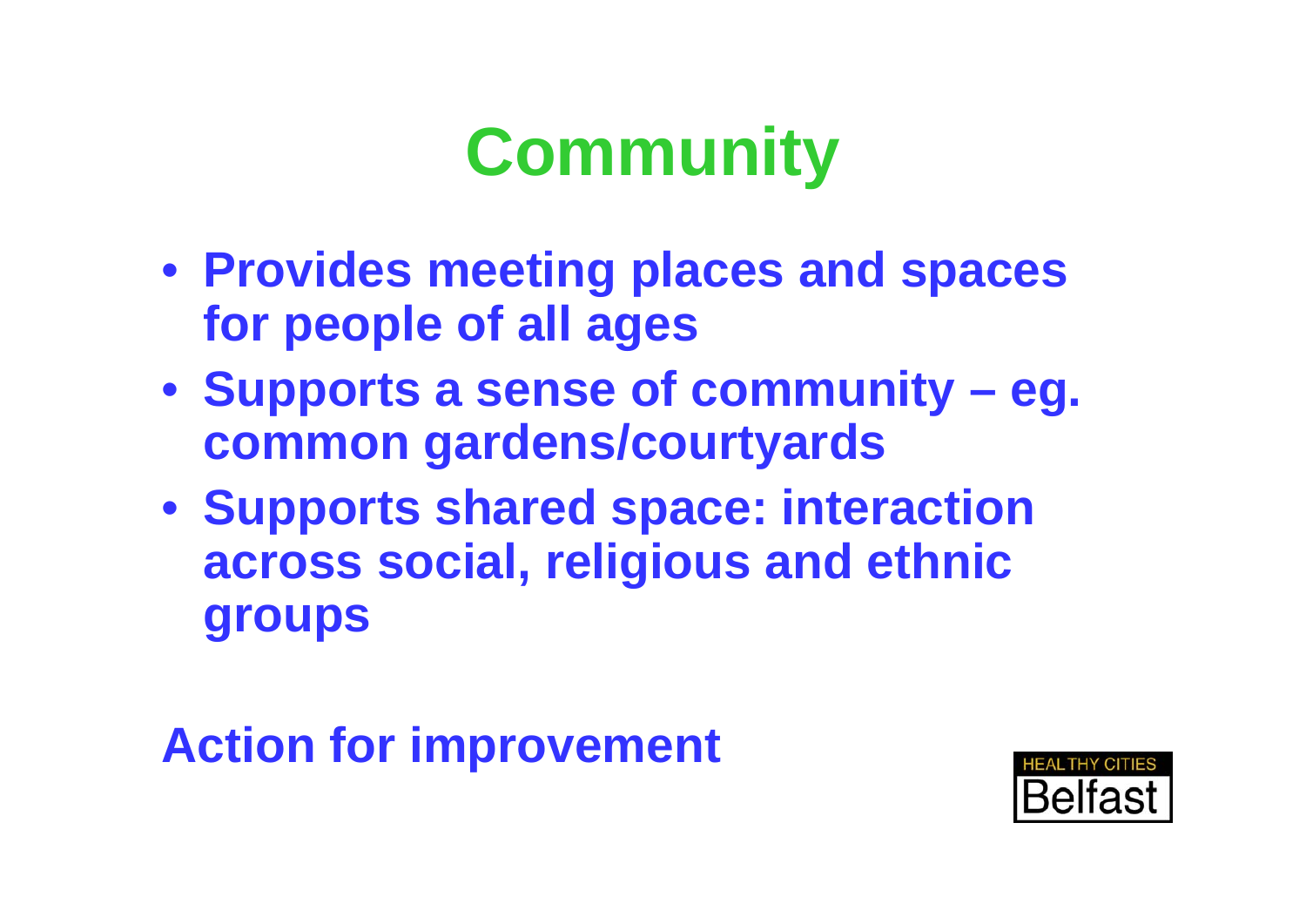# Community

- **Provides meeting places and spaces for people of all ages**
- **Supports a sense of community – eg. common gardens/courtyards**
- **Supports shared space: interaction across social, religious and ethnic groups**

**Action for improvement**

HEALTHY CITIES Belfast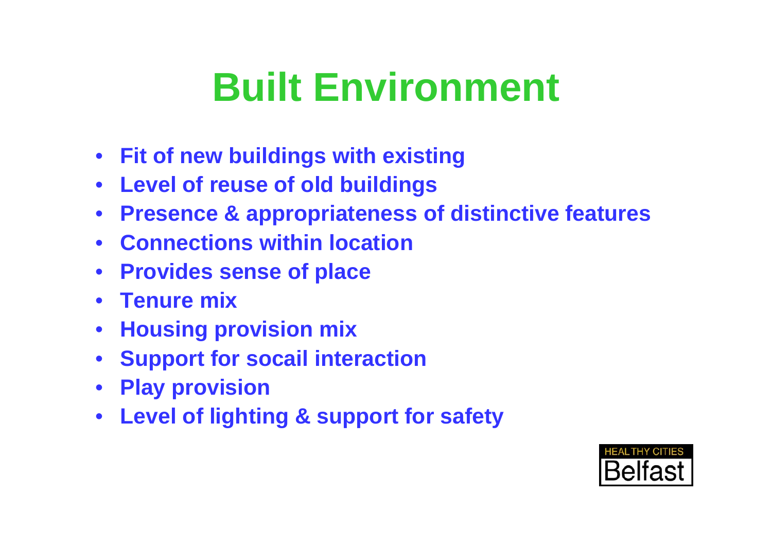# Built Environment

- **Fit of new buildings with existing**
- **Level of reuse of old buildings**
- **Presence & appropriateness of distinctive features**
- **Connections within location**
- **Provides sense of place**
- **Tenure mix**
- **Housing provision mix**
- **Support for socail interaction**
- **Play provision**
- **Level of lighting & support for safety**

HEALTHY CITIES Belfast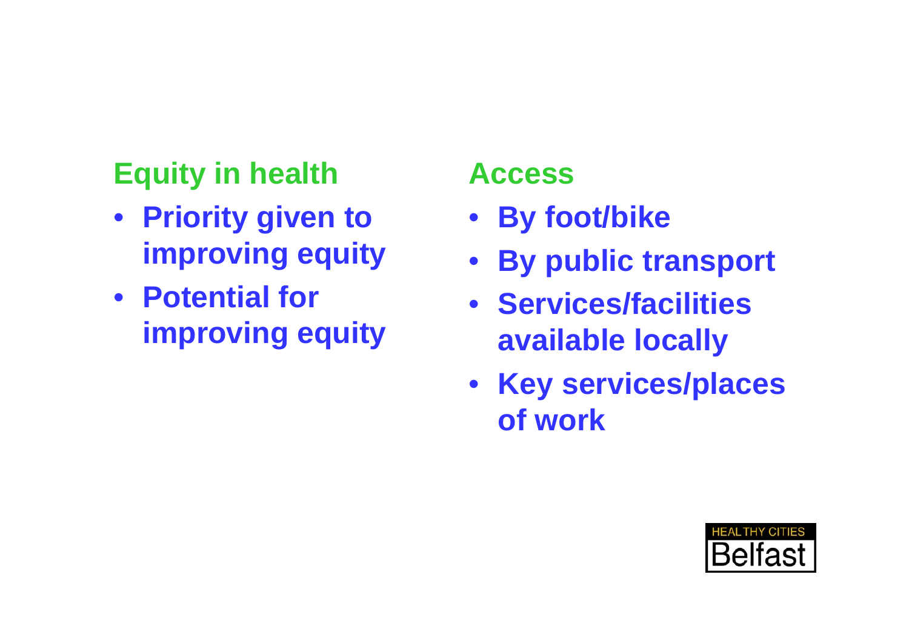## Equity in health

- **Priority given to improving equity**
- **Potential for improving equity**

## Access

- **By foot/bike**
- **By public transport**
- **Services/facilities available locally**
- **Key services/places of work**

HEALTHY CITIES Belfast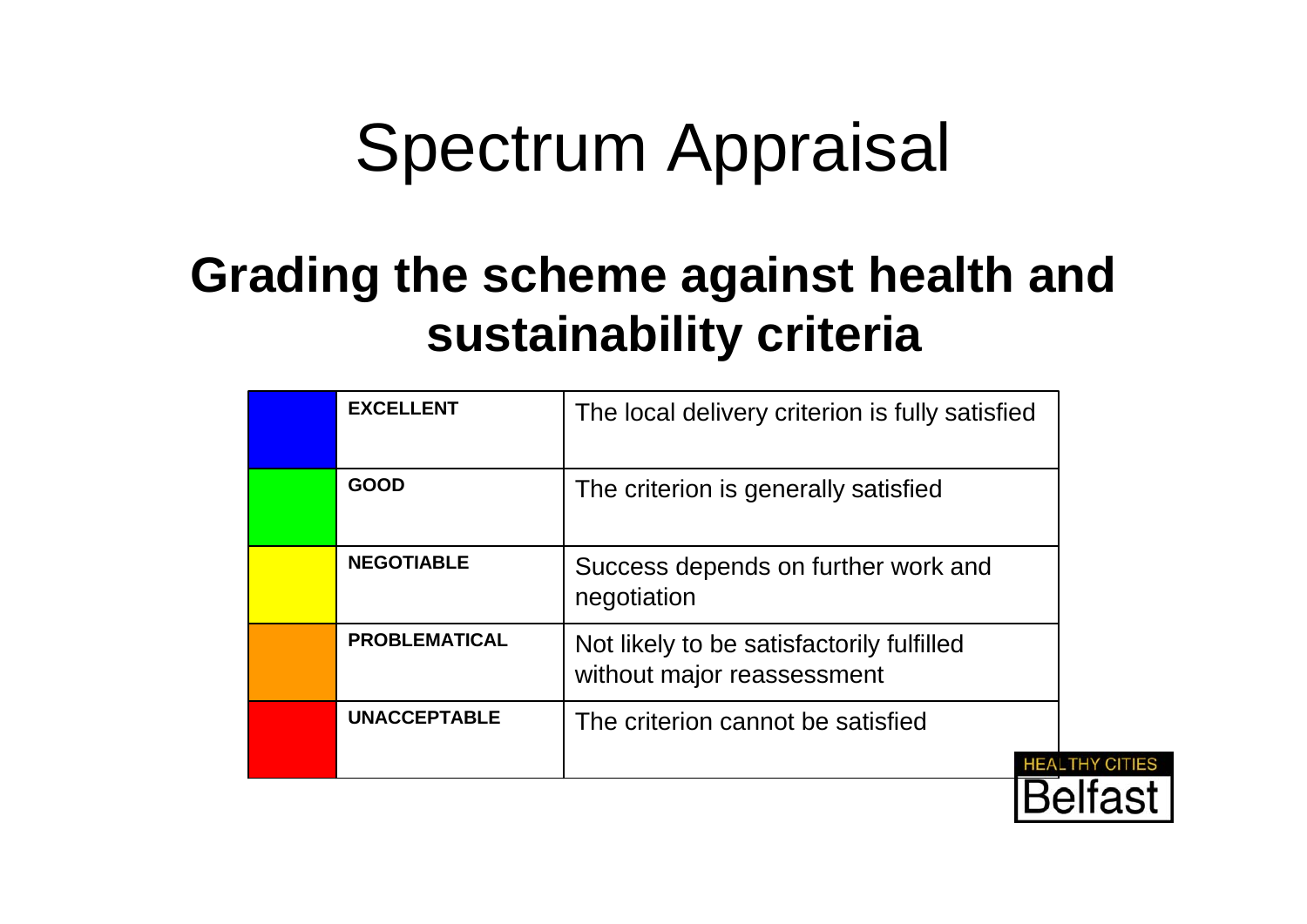# Spectrum Appraisal

## Grading the scheme against health and sustainability criteria

| Colour | Grade | Description |
|---|---|---|
| Blue | **EXCELLENT** | The local delivery criterion is fully satisfied |
| Green | **GOOD** | The criterion is generally satisfied |
| Yellow | **NEGOTIABLE** | Success depends on further work and negotiation |
| Orange | **PROBLEMATICAL** | Not likely to be satisfactorily fulfilled without major reassessment |
| Red | **UNACCEPTABLE** | The criterion cannot be satisfied |

HEALTHY CITIES Belfast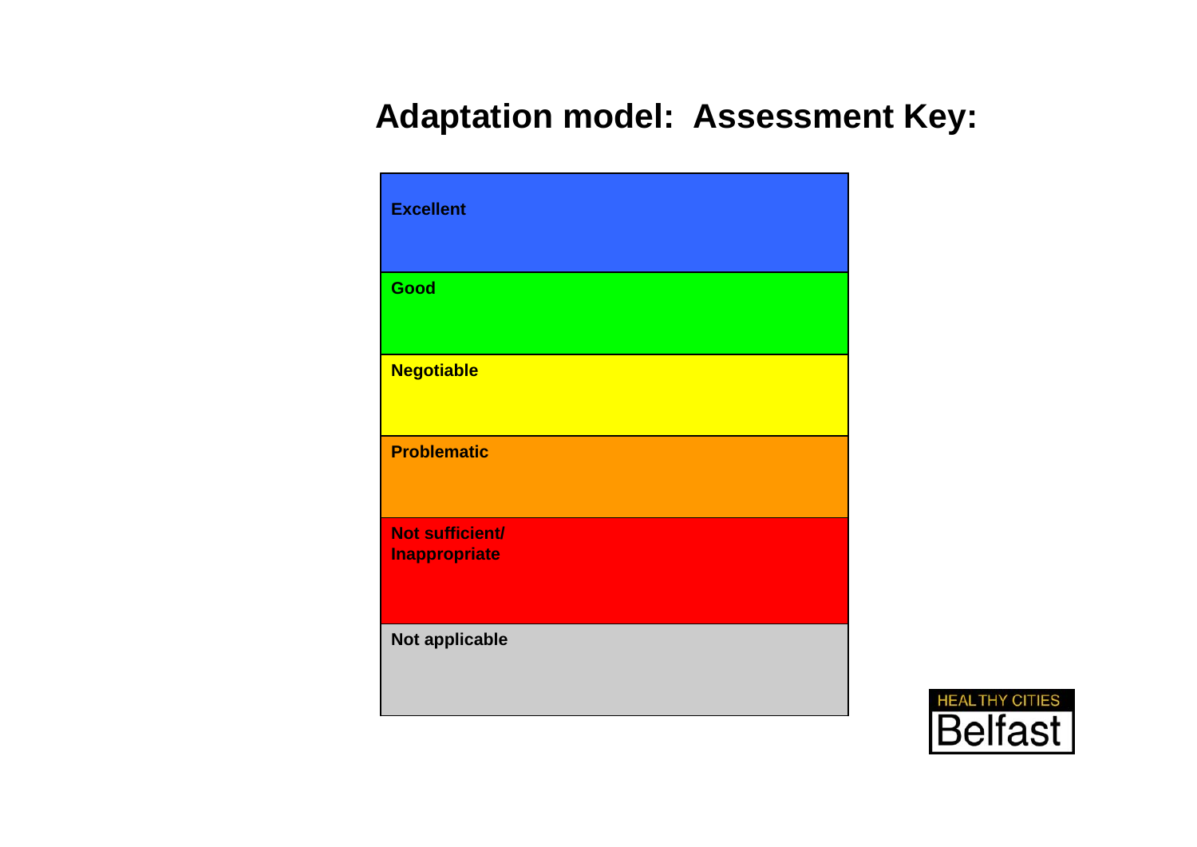# Adaptation model: Assessment Key:

| Assessment |
|---|
| **Excellent** |
| **Good** |
| **Negotiable** |
| **Problematic** |
| **Not sufficient/ Inappropriate** |
| **Not applicable** |

HEALTHY CITIES Belfast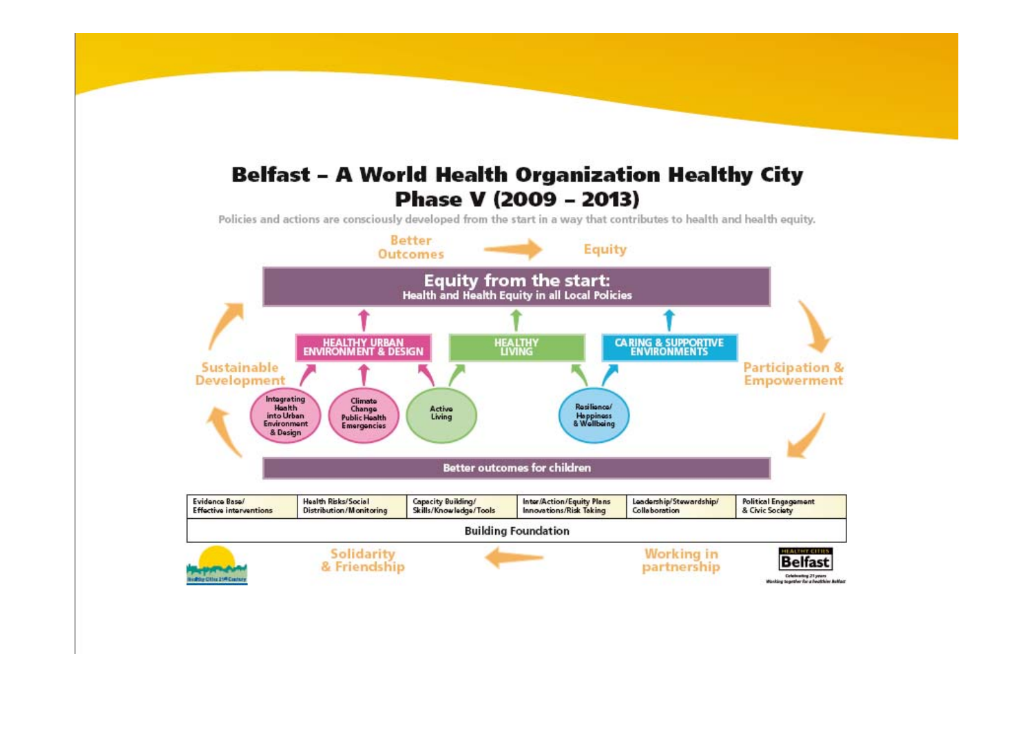# Belfast – A World Health Organization Healthy City Phase V (2009 – 2013)

Policies and actions are consciously developed from the start in a way that contributes to health and health equity.

Better Outcomes → Equity

**Equity from the start:**
**Health and Health Equity in all Local Policies**

- HEALTHY URBAN ENVIRONMENT & DESIGN
  - Integrating Health into Urban Environment & Design
  - Climate Change Public Health Emergencies
  - Active Living
- HEALTHY LIVING
  - Active Living
  - Resilience/ Happiness & Wellbeing
- CARING & SUPPORTIVE ENVIRONMENTS
  - Resilience/ Happiness & Wellbeing

Sustainable Development

Participation & Empowerment

**Better outcomes for children**

| Evidence Base/ Effective interventions | Health Risks/Social Distribution/Monitoring | Capacity Building/ Skills/Knowledge/Tools | Inter/Action/Equity Plans Innovations/Risk Taking | Leadership/Stewardship/ Collaboration | Political Engagement & Civic Society |
|---|---|---|---|---|---|

**Building Foundation**

Solidarity & Friendship ← Working in partnership

Healthy Cities 21st Century

HEALTHY CITIES Belfast — Celebrating 21 years — Working together for a healthier Belfast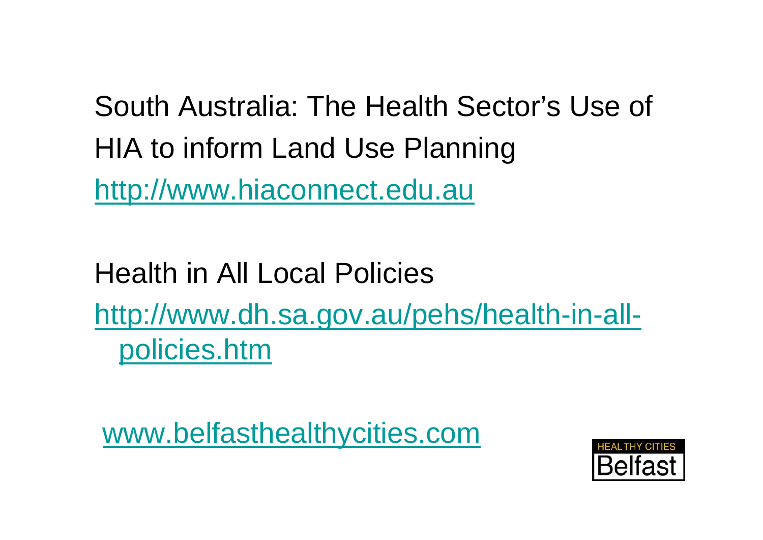South Australia: The Health Sector's Use of HIA to inform Land Use Planning

http://www.hiaconnect.edu.au

Health in All Local Policies

http://www.dh.sa.gov.au/pehs/health-in-all-policies.htm

www.belfasthealthycities.com

HEALTHY CITIES
Belfast